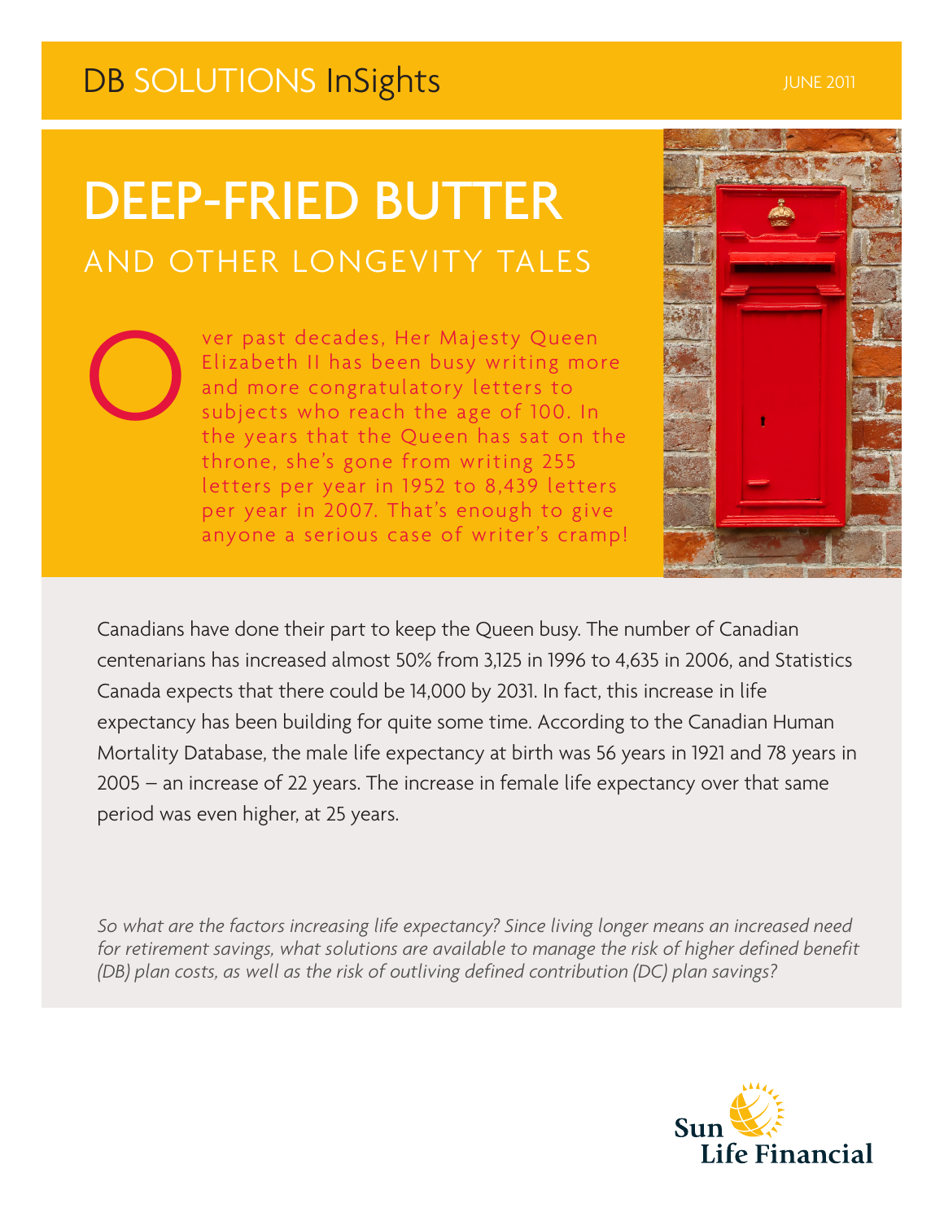DB SOLUTIONS InSights

JUNE 2011

# DEEP-FRIED BUTTER

## AND OTHER LONGEVITY TALES

Over past decades, Her Majesty Queen Elizabeth II has been busy writing more and more congratulatory letters to subjects who reach the age of 100. In the years that the Queen has sat on the throne, she's gone from writing 255 letters per year in 1952 to 8,439 letters per year in 2007. That's enough to give anyone a serious case of writer's cramp!

Canadians have done their part to keep the Queen busy. The number of Canadian centenarians has increased almost 50% from 3,125 in 1996 to 4,635 in 2006, and Statistics Canada expects that there could be 14,000 by 2031. In fact, this increase in life expectancy has been building for quite some time. According to the Canadian Human Mortality Database, the male life expectancy at birth was 56 years in 1921 and 78 years in 2005 – an increase of 22 years. The increase in female life expectancy over that same period was even higher, at 25 years.

*So what are the factors increasing life expectancy? Since living longer means an increased need for retirement savings, what solutions are available to manage the risk of higher defined benefit (DB) plan costs, as well as the risk of outliving defined contribution (DC) plan savings?*

Sun Life Financial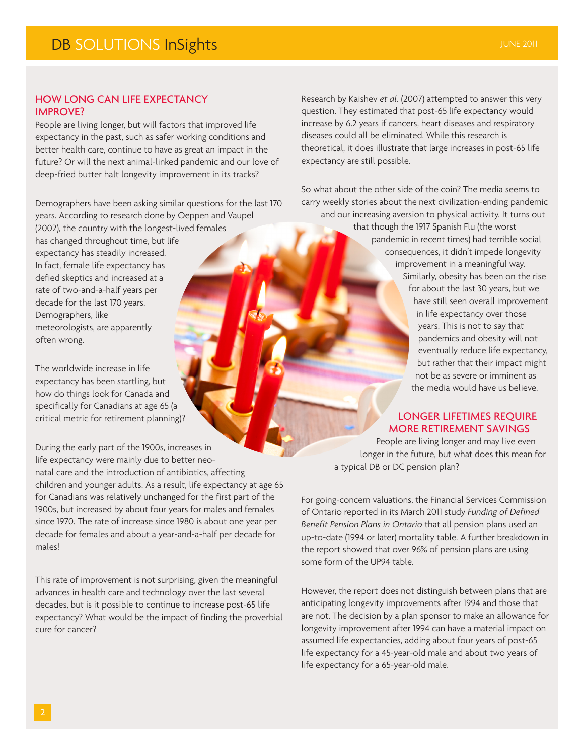## HOW LONG CAN LIFE EXPECTANCY IMPROVE?

People are living longer, but will factors that improved life expectancy in the past, such as safer working conditions and better health care, continue to have as great an impact in the future? Or will the next animal-linked pandemic and our love of deep-fried butter halt longevity improvement in its tracks?

Demographers have been asking similar questions for the last 170 years. According to research done by Oeppen and Vaupel (2002), the country with the longest-lived females has changed throughout time, but life expectancy has steadily increased. In fact, female life expectancy has defied skeptics and increased at a rate of two-and-a-half years per decade for the last 170 years. Demographers, like meteorologists, are apparently often wrong.

The worldwide increase in life expectancy has been startling, but how do things look for Canada and specifically for Canadians at age 65 (a critical metric for retirement planning)?

During the early part of the 1900s, increases in life expectancy were mainly due to better neo-natal care and the introduction of antibiotics, affecting children and younger adults. As a result, life expectancy at age 65 for Canadians was relatively unchanged for the first part of the 1900s, but increased by about four years for males and females since 1970. The rate of increase since 1980 is about one year per decade for females and about a year-and-a-half per decade for males!

This rate of improvement is not surprising, given the meaningful advances in health care and technology over the last several decades, but is it possible to continue to increase post-65 life expectancy? What would be the impact of finding the proverbial cure for cancer?

Research by Kaishev *et al.* (2007) attempted to answer this very question. They estimated that post-65 life expectancy would increase by 6.2 years if cancers, heart diseases and respiratory diseases could all be eliminated. While this research is theoretical, it does illustrate that large increases in post-65 life expectancy are still possible.

So what about the other side of the coin? The media seems to carry weekly stories about the next civilization-ending pandemic and our increasing aversion to physical activity. It turns out that though the 1917 Spanish Flu (the worst pandemic in recent times) had terrible social consequences, it didn't impede longevity improvement in a meaningful way. Similarly, obesity has been on the rise for about the last 30 years, but we have still seen overall improvement in life expectancy over those years. This is not to say that pandemics and obesity will not eventually reduce life expectancy, but rather that their impact might not be as severe or imminent as the media would have us believe.

## LONGER LIFETIMES REQUIRE MORE RETIREMENT SAVINGS

People are living longer and may live even longer in the future, but what does this mean for a typical DB or DC pension plan?

For going-concern valuations, the Financial Services Commission of Ontario reported in its March 2011 study *Funding of Defined Benefit Pension Plans in Ontario* that all pension plans used an up-to-date (1994 or later) mortality table. A further breakdown in the report showed that over 96% of pension plans are using some form of the UP94 table.

However, the report does not distinguish between plans that are anticipating longevity improvements after 1994 and those that are not. The decision by a plan sponsor to make an allowance for longevity improvement after 1994 can have a material impact on assumed life expectancies, adding about four years of post-65 life expectancy for a 45-year-old male and about two years of life expectancy for a 65-year-old male.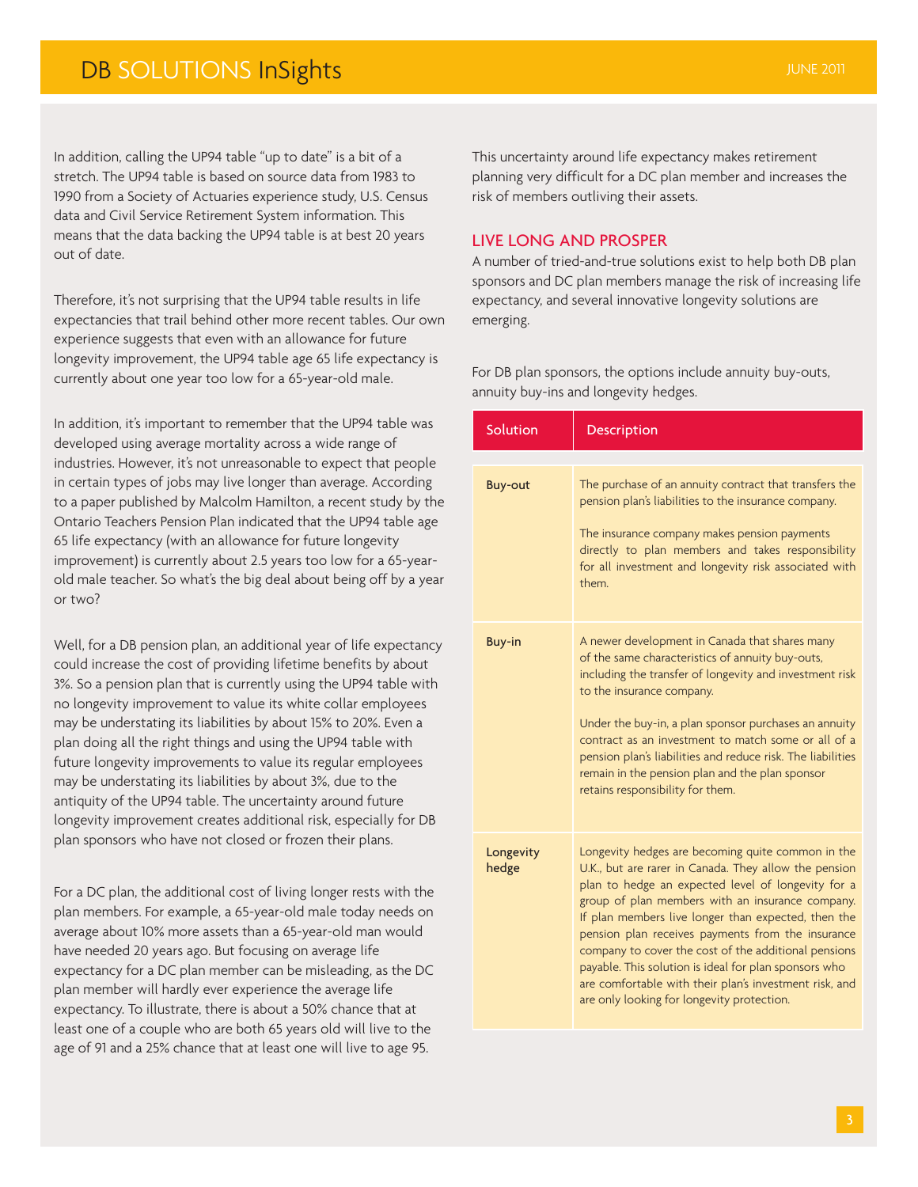In addition, calling the UP94 table "up to date" is a bit of a stretch. The UP94 table is based on source data from 1983 to 1990 from a Society of Actuaries experience study, U.S. Census data and Civil Service Retirement System information. This means that the data backing the UP94 table is at best 20 years out of date.

Therefore, it's not surprising that the UP94 table results in life expectancies that trail behind other more recent tables. Our own experience suggests that even with an allowance for future longevity improvement, the UP94 table age 65 life expectancy is currently about one year too low for a 65-year-old male.

In addition, it's important to remember that the UP94 table was developed using average mortality across a wide range of industries. However, it's not unreasonable to expect that people in certain types of jobs may live longer than average. According to a paper published by Malcolm Hamilton, a recent study by the Ontario Teachers Pension Plan indicated that the UP94 table age 65 life expectancy (with an allowance for future longevity improvement) is currently about 2.5 years too low for a 65-year-old male teacher. So what's the big deal about being off by a year or two?

Well, for a DB pension plan, an additional year of life expectancy could increase the cost of providing lifetime benefits by about 3%. So a pension plan that is currently using the UP94 table with no longevity improvement to value its white collar employees may be understating its liabilities by about 15% to 20%. Even a plan doing all the right things and using the UP94 table with future longevity improvements to value its regular employees may be understating its liabilities by about 3%, due to the antiquity of the UP94 table. The uncertainty around future longevity improvement creates additional risk, especially for DB plan sponsors who have not closed or frozen their plans.

For a DC plan, the additional cost of living longer rests with the plan members. For example, a 65-year-old male today needs on average about 10% more assets than a 65-year-old man would have needed 20 years ago. But focusing on average life expectancy for a DC plan member can be misleading, as the DC plan member will hardly ever experience the average life expectancy. To illustrate, there is about a 50% chance that at least one of a couple who are both 65 years old will live to the age of 91 and a 25% chance that at least one will live to age 95.

This uncertainty around life expectancy makes retirement planning very difficult for a DC plan member and increases the risk of members outliving their assets.

## LIVE LONG AND PROSPER

A number of tried-and-true solutions exist to help both DB plan sponsors and DC plan members manage the risk of increasing life expectancy, and several innovative longevity solutions are emerging.

For DB plan sponsors, the options include annuity buy-outs, annuity buy-ins and longevity hedges.

| Solution | Description |
|---|---|
| **Buy-out** | The purchase of an annuity contract that transfers the pension plan's liabilities to the insurance company.<br><br>The insurance company makes pension payments directly to plan members and takes responsibility for all investment and longevity risk associated with them. |
| **Buy-in** | A newer development in Canada that shares many of the same characteristics of annuity buy-outs, including the transfer of longevity and investment risk to the insurance company.<br><br>Under the buy-in, a plan sponsor purchases an annuity contract as an investment to match some or all of a pension plan's liabilities and reduce risk. The liabilities remain in the pension plan and the plan sponsor retains responsibility for them. |
| **Longevity hedge** | Longevity hedges are becoming quite common in the U.K., but are rarer in Canada. They allow the pension plan to hedge an expected level of longevity for a group of plan members with an insurance company. If plan members live longer than expected, then the pension plan receives payments from the insurance company to cover the cost of the additional pensions payable. This solution is ideal for plan sponsors who are comfortable with their plan's investment risk, and are only looking for longevity protection. |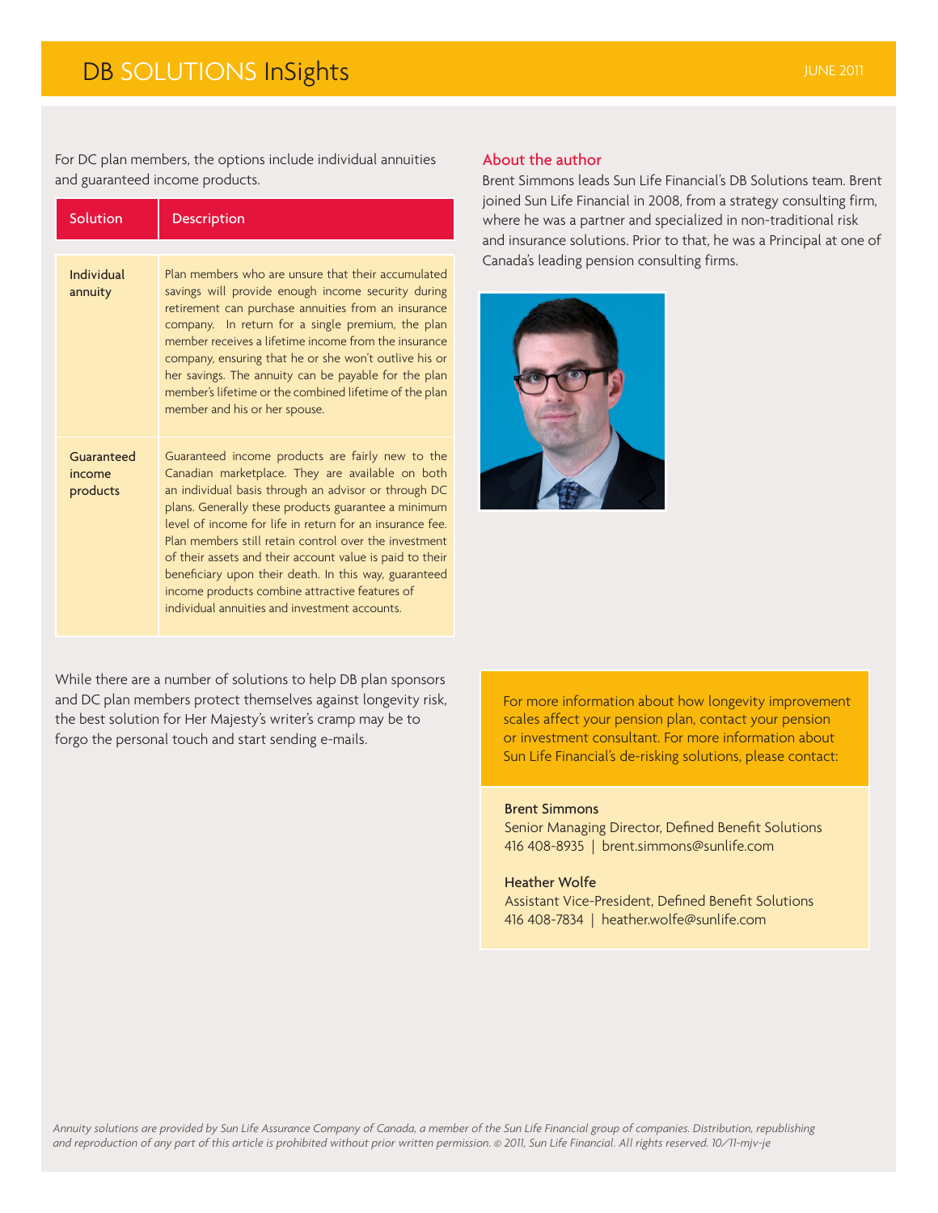For DC plan members, the options include individual annuities and guaranteed income products.

| Solution | Description |
|---|---|
| Individual annuity | Plan members who are unsure that their accumulated savings will provide enough income security during retirement can purchase annuities from an insurance company. In return for a single premium, the plan member receives a lifetime income from the insurance company, ensuring that he or she won't outlive his or her savings. The annuity can be payable for the plan member's lifetime or the combined lifetime of the plan member and his or her spouse. |
| Guaranteed income products | Guaranteed income products are fairly new to the Canadian marketplace. They are available on both an individual basis through an advisor or through DC plans. Generally these products guarantee a minimum level of income for life in return for an insurance fee. Plan members still retain control over the investment of their assets and their account value is paid to their beneficiary upon their death. In this way, guaranteed income products combine attractive features of individual annuities and investment accounts. |

While there are a number of solutions to help DB plan sponsors and DC plan members protect themselves against longevity risk, the best solution for Her Majesty's writer's cramp may be to forgo the personal touch and start sending e-mails.

## About the author

Brent Simmons leads Sun Life Financial's DB Solutions team. Brent joined Sun Life Financial in 2008, from a strategy consulting firm, where he was a partner and specialized in non-traditional risk and insurance solutions. Prior to that, he was a Principal at one of Canada's leading pension consulting firms.

For more information about how longevity improvement scales affect your pension plan, contact your pension or investment consultant. For more information about Sun Life Financial's de-risking solutions, please contact:

**Brent Simmons**
Senior Managing Director, Defined Benefit Solutions
416 408-8935 | brent.simmons@sunlife.com

**Heather Wolfe**
Assistant Vice-President, Defined Benefit Solutions
416 408-7834 | heather.wolfe@sunlife.com

*Annuity solutions are provided by Sun Life Assurance Company of Canada, a member of the Sun Life Financial group of companies. Distribution, republishing and reproduction of any part of this article is prohibited without prior written permission. © 2011, Sun Life Financial. All rights reserved. 10/11-mjv-je*